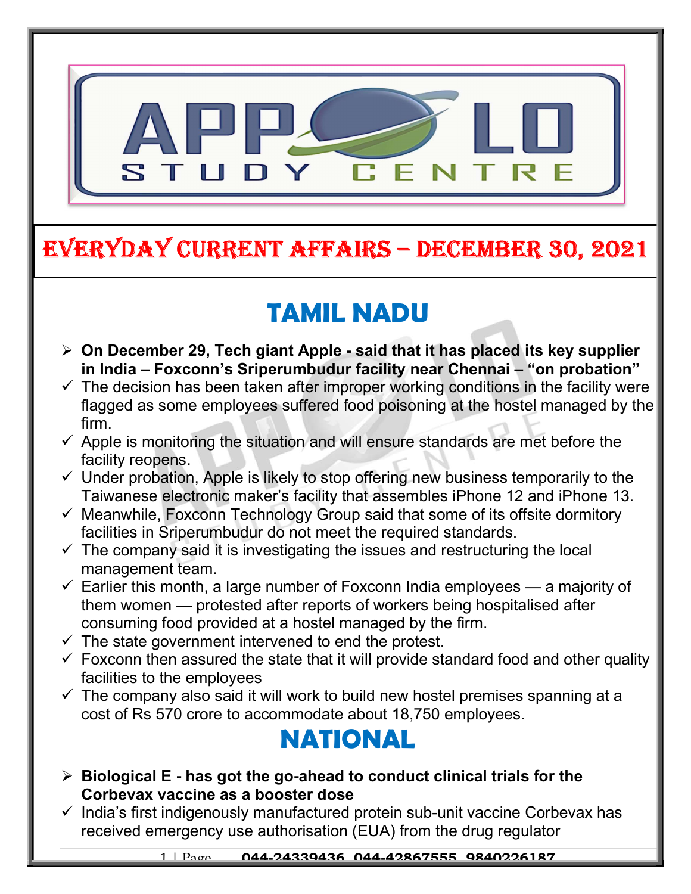# EVERYDAY CURRENT AFFAIRS – DECEMBER 30, 2021

## TAMIL NADU

- **On December 29, Tech giant Apple - said that it has placed its key supplier in India – Foxconn's Sriperumbudur facility near Chennai – "on probation"**
  - ✓ The decision has been taken after improper working conditions in the facility were flagged as some employees suffered food poisoning at the hostel managed by the firm.
  - ✓ Apple is monitoring the situation and will ensure standards are met before the facility reopens.
  - ✓ Under probation, Apple is likely to stop offering new business temporarily to the Taiwanese electronic maker's facility that assembles iPhone 12 and iPhone 13.
  - ✓ Meanwhile, Foxconn Technology Group said that some of its offsite dormitory facilities in Sriperumbudur do not meet the required standards.
  - ✓ The company said it is investigating the issues and restructuring the local management team.
  - ✓ Earlier this month, a large number of Foxconn India employees — a majority of them women — protested after reports of workers being hospitalised after consuming food provided at a hostel managed by the firm.
  - ✓ The state government intervened to end the protest.
  - ✓ Foxconn then assured the state that it will provide standard food and other quality facilities to the employees
  - ✓ The company also said it will work to build new hostel premises spanning at a cost of Rs 570 crore to accommodate about 18,750 employees.

## NATIONAL

- **Biological E - has got the go-ahead to conduct clinical trials for the Corbevax vaccine as a booster dose**
  - ✓ India's first indigenously manufactured protein sub-unit vaccine Corbevax has received emergency use authorisation (EUA) from the drug regulator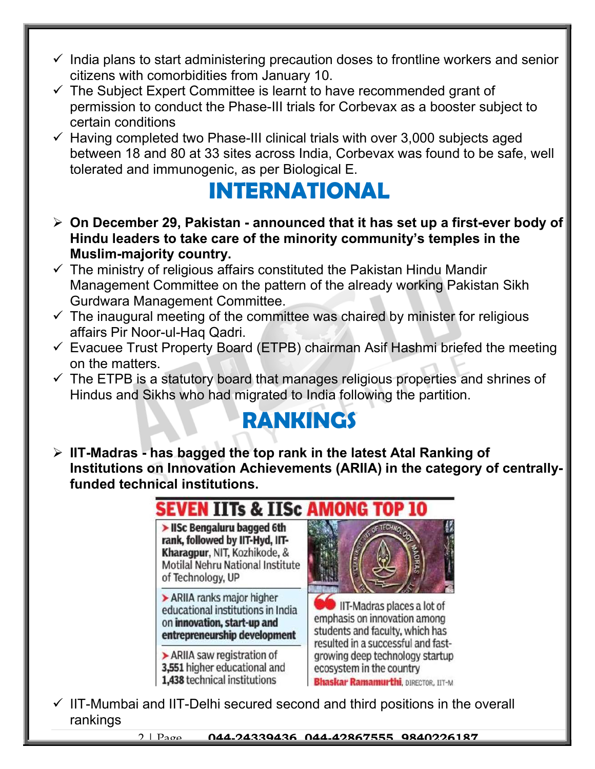- India plans to start administering precaution doses to frontline workers and senior citizens with comorbidities from January 10.
- The Subject Expert Committee is learnt to have recommended grant of permission to conduct the Phase-III trials for Corbevax as a booster subject to certain conditions
- Having completed two Phase-III clinical trials with over 3,000 subjects aged between 18 and 80 at 33 sites across India, Corbevax was found to be safe, well tolerated and immunogenic, as per Biological E.

# INTERNATIONAL

- **On December 29, Pakistan - announced that it has set up a first-ever body of Hindu leaders to take care of the minority community's temples in the Muslim-majority country.**
- The ministry of religious affairs constituted the Pakistan Hindu Mandir Management Committee on the pattern of the already working Pakistan Sikh Gurdwara Management Committee.
- The inaugural meeting of the committee was chaired by minister for religious affairs Pir Noor-ul-Haq Qadri.
- Evacuee Trust Property Board (ETPB) chairman Asif Hashmi briefed the meeting on the matters.
- The ETPB is a statutory board that manages religious properties and shrines of Hindus and Sikhs who had migrated to India following the partition.

# RANKINGS

- **IIT-Madras - has bagged the top rank in the latest Atal Ranking of Institutions on Innovation Achievements (ARIIA) in the category of centrally-funded technical institutions.**

**SEVEN IITs & IISc AMONG TOP 10**

- **IISc Bengaluru bagged 6th rank, followed by IIT-Hyd, IIT-Kharagpur**, NIT, Kozhikode, & Motilal Nehru National Institute of Technology, UP
- ARIIA ranks major higher educational institutions in India on **innovation, start-up and entrepreneurship development**
- ARIIA saw registration of **3,551** higher educational and **1,438** technical institutions

"IIT-Madras places a lot of emphasis on innovation among students and faculty, which has resulted in a successful and fast-growing deep technology startup ecosystem in the country" — **Bhaskar Ramamurthi**, DIRECTOR, IIT-M

- IIT-Mumbai and IIT-Delhi secured second and third positions in the overall rankings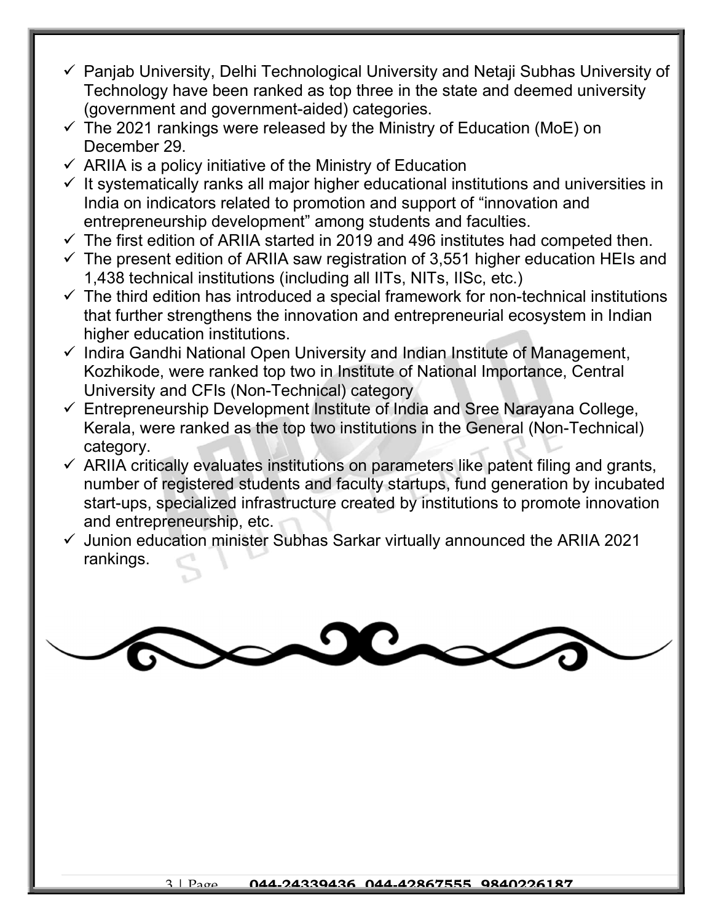- ✓ Panjab University, Delhi Technological University and Netaji Subhas University of Technology have been ranked as top three in the state and deemed university (government and government-aided) categories.
- ✓ The 2021 rankings were released by the Ministry of Education (MoE) on December 29.
- ✓ ARIIA is a policy initiative of the Ministry of Education
- ✓ It systematically ranks all major higher educational institutions and universities in India on indicators related to promotion and support of "innovation and entrepreneurship development" among students and faculties.
- ✓ The first edition of ARIIA started in 2019 and 496 institutes had competed then.
- ✓ The present edition of ARIIA saw registration of 3,551 higher education HEIs and 1,438 technical institutions (including all IITs, NITs, IISc, etc.)
- ✓ The third edition has introduced a special framework for non-technical institutions that further strengthens the innovation and entrepreneurial ecosystem in Indian higher education institutions.
- ✓ Indira Gandhi National Open University and Indian Institute of Management, Kozhikode, were ranked top two in Institute of National Importance, Central University and CFIs (Non-Technical) category
- ✓ Entrepreneurship Development Institute of India and Sree Narayana College, Kerala, were ranked as the top two institutions in the General (Non-Technical) category.
- ✓ ARIIA critically evaluates institutions on parameters like patent filing and grants, number of registered students and faculty startups, fund generation by incubated start-ups, specialized infrastructure created by institutions to promote innovation and entrepreneurship, etc.
- ✓ Junion education minister Subhas Sarkar virtually announced the ARIIA 2021 rankings.